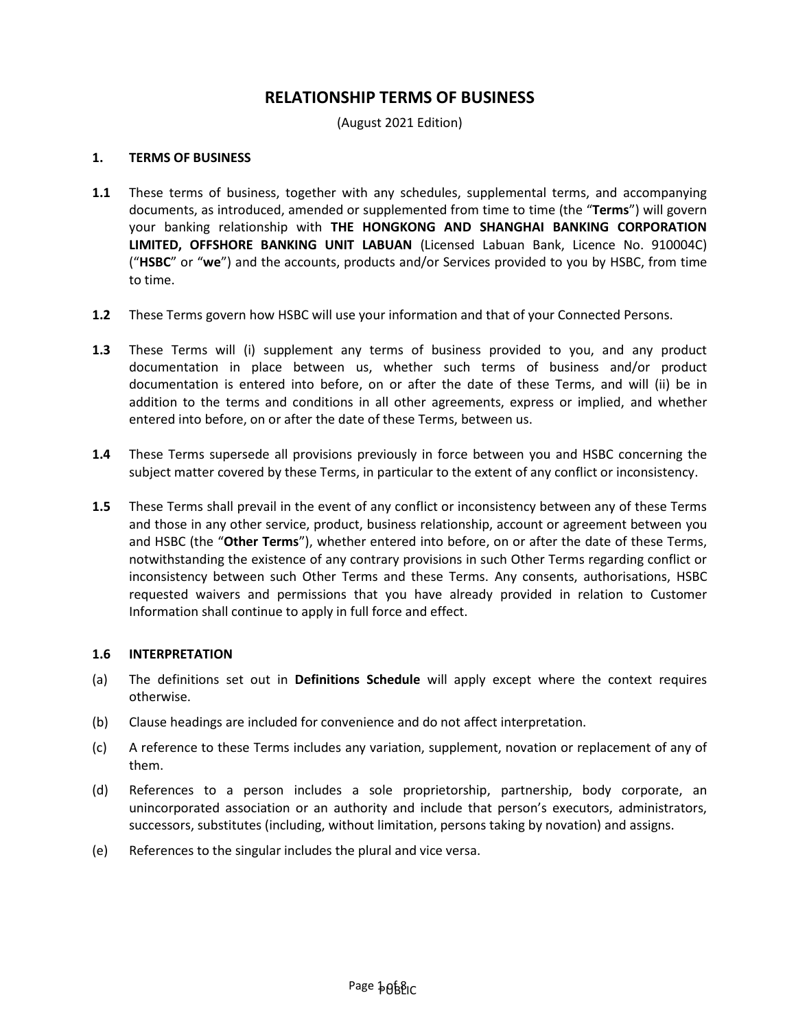# RELATIONSHIP TERMS OF BUSINESS

(August 2021 Edition)

## 1. TERMS OF BUSINESS

**1.1** These terms of business, together with any schedules, supplemental terms, and accompanying documents, as introduced, amended or supplemented from time to time (the "**Terms**") will govern your banking relationship with **THE HONGKONG AND SHANGHAI BANKING CORPORATION LIMITED, OFFSHORE BANKING UNIT LABUAN** (Licensed Labuan Bank, Licence No. 910004C) ("**HSBC**" or "**we**") and the accounts, products and/or Services provided to you by HSBC, from time to time.

**1.2** These Terms govern how HSBC will use your information and that of your Connected Persons.

**1.3** These Terms will (i) supplement any terms of business provided to you, and any product documentation in place between us, whether such terms of business and/or product documentation is entered into before, on or after the date of these Terms, and will (ii) be in addition to the terms and conditions in all other agreements, express or implied, and whether entered into before, on or after the date of these Terms, between us.

**1.4** These Terms supersede all provisions previously in force between you and HSBC concerning the subject matter covered by these Terms, in particular to the extent of any conflict or inconsistency.

**1.5** These Terms shall prevail in the event of any conflict or inconsistency between any of these Terms and those in any other service, product, business relationship, account or agreement between you and HSBC (the "**Other Terms**"), whether entered into before, on or after the date of these Terms, notwithstanding the existence of any contrary provisions in such Other Terms regarding conflict or inconsistency between such Other Terms and these Terms. Any consents, authorisations, HSBC requested waivers and permissions that you have already provided in relation to Customer Information shall continue to apply in full force and effect.

### 1.6 INTERPRETATION

(a) The definitions set out in **Definitions Schedule** will apply except where the context requires otherwise.

(b) Clause headings are included for convenience and do not affect interpretation.

(c) A reference to these Terms includes any variation, supplement, novation or replacement of any of them.

(d) References to a person includes a sole proprietorship, partnership, body corporate, an unincorporated association or an authority and include that person's executors, administrators, successors, substitutes (including, without limitation, persons taking by novation) and assigns.

(e) References to the singular includes the plural and vice versa.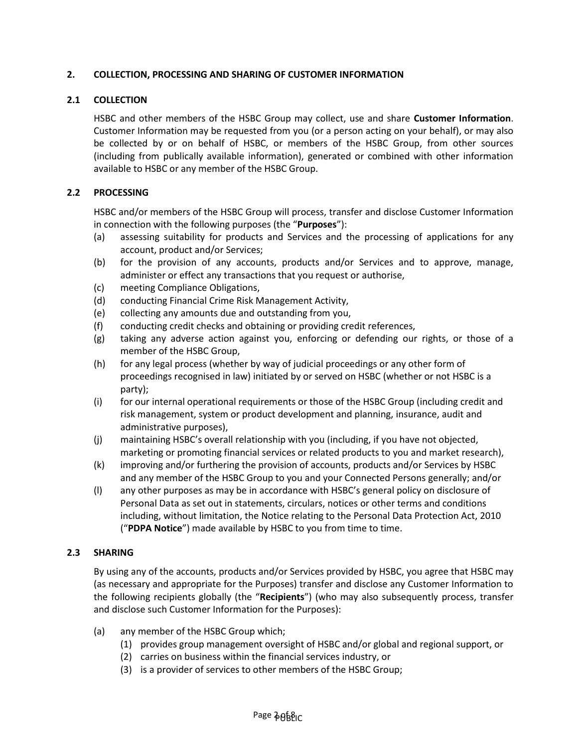## 2. COLLECTION, PROCESSING AND SHARING OF CUSTOMER INFORMATION

### 2.1 COLLECTION

HSBC and other members of the HSBC Group may collect, use and share **Customer Information**. Customer Information may be requested from you (or a person acting on your behalf), or may also be collected by or on behalf of HSBC, or members of the HSBC Group, from other sources (including from publically available information), generated or combined with other information available to HSBC or any member of the HSBC Group.

### 2.2 PROCESSING

HSBC and/or members of the HSBC Group will process, transfer and disclose Customer Information in connection with the following purposes (the "**Purposes**"):

(a) assessing suitability for products and Services and the processing of applications for any account, product and/or Services;

(b) for the provision of any accounts, products and/or Services and to approve, manage, administer or effect any transactions that you request or authorise,

(c) meeting Compliance Obligations,

(d) conducting Financial Crime Risk Management Activity,

(e) collecting any amounts due and outstanding from you,

(f) conducting credit checks and obtaining or providing credit references,

(g) taking any adverse action against you, enforcing or defending our rights, or those of a member of the HSBC Group,

(h) for any legal process (whether by way of judicial proceedings or any other form of proceedings recognised in law) initiated by or served on HSBC (whether or not HSBC is a party);

(i) for our internal operational requirements or those of the HSBC Group (including credit and risk management, system or product development and planning, insurance, audit and administrative purposes),

(j) maintaining HSBC's overall relationship with you (including, if you have not objected, marketing or promoting financial services or related products to you and market research),

(k) improving and/or furthering the provision of accounts, products and/or Services by HSBC and any member of the HSBC Group to you and your Connected Persons generally; and/or

(l) any other purposes as may be in accordance with HSBC's general policy on disclosure of Personal Data as set out in statements, circulars, notices or other terms and conditions including, without limitation, the Notice relating to the Personal Data Protection Act, 2010 ("**PDPA Notice**") made available by HSBC to you from time to time.

### 2.3 SHARING

By using any of the accounts, products and/or Services provided by HSBC, you agree that HSBC may (as necessary and appropriate for the Purposes) transfer and disclose any Customer Information to the following recipients globally (the "**Recipients**") (who may also subsequently process, transfer and disclose such Customer Information for the Purposes):

(a) any member of the HSBC Group which;

  (1) provides group management oversight of HSBC and/or global and regional support, or

  (2) carries on business within the financial services industry, or

  (3) is a provider of services to other members of the HSBC Group;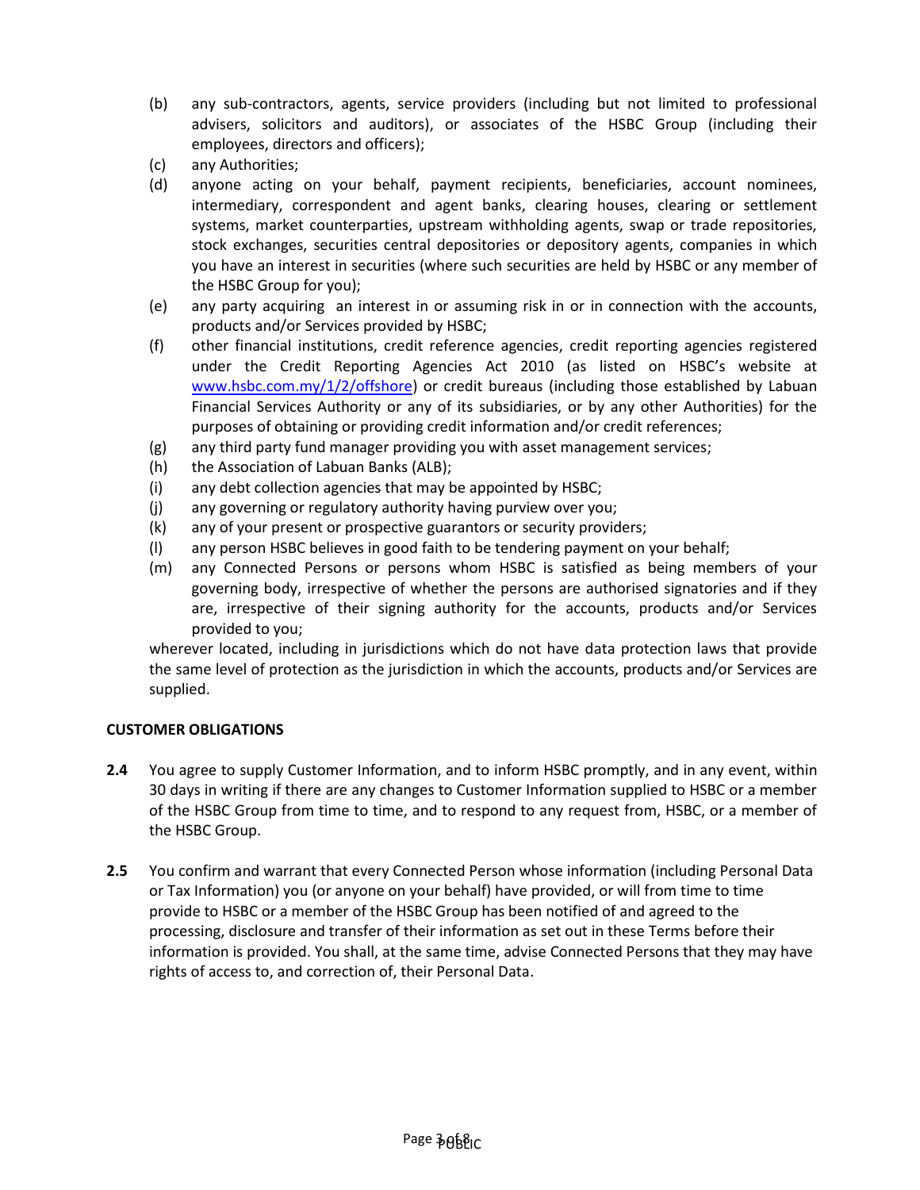(b) any sub-contractors, agents, service providers (including but not limited to professional advisers, solicitors and auditors), or associates of the HSBC Group (including their employees, directors and officers);

(c) any Authorities;

(d) anyone acting on your behalf, payment recipients, beneficiaries, account nominees, intermediary, correspondent and agent banks, clearing houses, clearing or settlement systems, market counterparties, upstream withholding agents, swap or trade repositories, stock exchanges, securities central depositories or depository agents, companies in which you have an interest in securities (where such securities are held by HSBC or any member of the HSBC Group for you);

(e) any party acquiring an interest in or assuming risk in or in connection with the accounts, products and/or Services provided by HSBC;

(f) other financial institutions, credit reference agencies, credit reporting agencies registered under the Credit Reporting Agencies Act 2010 (as listed on HSBC's website at [www.hsbc.com.my/1/2/offshore](www.hsbc.com.my/1/2/offshore)) or credit bureaus (including those established by Labuan Financial Services Authority or any of its subsidiaries, or by any other Authorities) for the purposes of obtaining or providing credit information and/or credit references;

(g) any third party fund manager providing you with asset management services;

(h) the Association of Labuan Banks (ALB);

(i) any debt collection agencies that may be appointed by HSBC;

(j) any governing or regulatory authority having purview over you;

(k) any of your present or prospective guarantors or security providers;

(l) any person HSBC believes in good faith to be tendering payment on your behalf;

(m) any Connected Persons or persons whom HSBC is satisfied as being members of your governing body, irrespective of whether the persons are authorised signatories and if they are, irrespective of their signing authority for the accounts, products and/or Services provided to you;

wherever located, including in jurisdictions which do not have data protection laws that provide the same level of protection as the jurisdiction in which the accounts, products and/or Services are supplied.

**CUSTOMER OBLIGATIONS**

**2.4** You agree to supply Customer Information, and to inform HSBC promptly, and in any event, within 30 days in writing if there are any changes to Customer Information supplied to HSBC or a member of the HSBC Group from time to time, and to respond to any request from, HSBC, or a member of the HSBC Group.

**2.5** You confirm and warrant that every Connected Person whose information (including Personal Data or Tax Information) you (or anyone on your behalf) have provided, or will from time to time provide to HSBC or a member of the HSBC Group has been notified of and agreed to the processing, disclosure and transfer of their information as set out in these Terms before their information is provided. You shall, at the same time, advise Connected Persons that they may have rights of access to, and correction of, their Personal Data.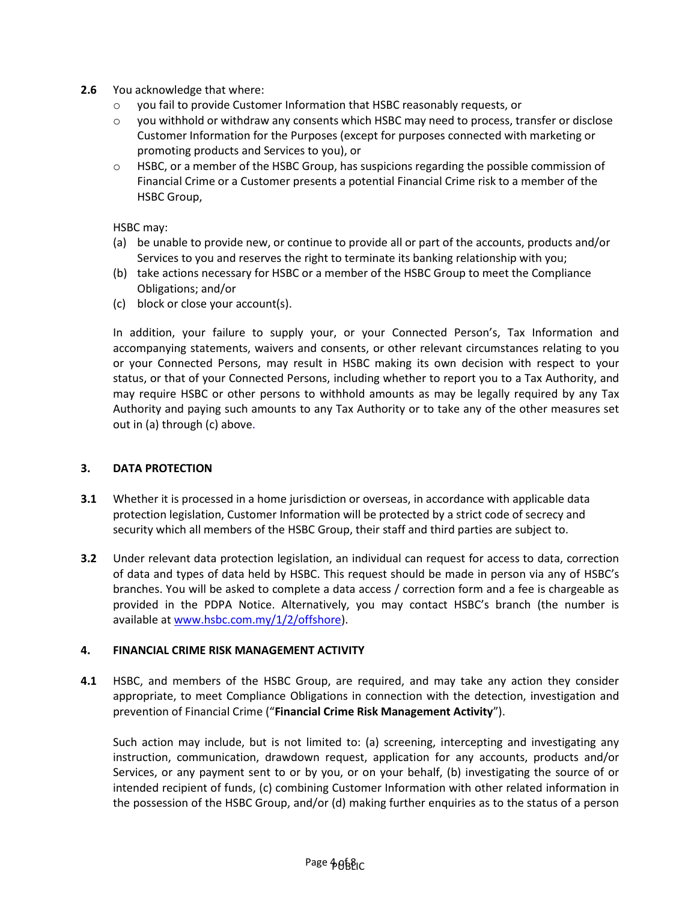**2.6** You acknowledge that where:

- you fail to provide Customer Information that HSBC reasonably requests, or
- you withhold or withdraw any consents which HSBC may need to process, transfer or disclose Customer Information for the Purposes (except for purposes connected with marketing or promoting products and Services to you), or
- HSBC, or a member of the HSBC Group, has suspicions regarding the possible commission of Financial Crime or a Customer presents a potential Financial Crime risk to a member of the HSBC Group,

HSBC may:

(a) be unable to provide new, or continue to provide all or part of the accounts, products and/or Services to you and reserves the right to terminate its banking relationship with you;

(b) take actions necessary for HSBC or a member of the HSBC Group to meet the Compliance Obligations; and/or

(c) block or close your account(s).

In addition, your failure to supply your, or your Connected Person's, Tax Information and accompanying statements, waivers and consents, or other relevant circumstances relating to you or your Connected Persons, may result in HSBC making its own decision with respect to your status, or that of your Connected Persons, including whether to report you to a Tax Authority, and may require HSBC or other persons to withhold amounts as may be legally required by any Tax Authority and paying such amounts to any Tax Authority or to take any of the other measures set out in (a) through (c) above.

## 3. DATA PROTECTION

**3.1** Whether it is processed in a home jurisdiction or overseas, in accordance with applicable data protection legislation, Customer Information will be protected by a strict code of secrecy and security which all members of the HSBC Group, their staff and third parties are subject to.

**3.2** Under relevant data protection legislation, an individual can request for access to data, correction of data and types of data held by HSBC. This request should be made in person via any of HSBC's branches. You will be asked to complete a data access / correction form and a fee is chargeable as provided in the PDPA Notice. Alternatively, you may contact HSBC's branch (the number is available at www.hsbc.com.my/1/2/offshore).

## 4. FINANCIAL CRIME RISK MANAGEMENT ACTIVITY

**4.1** HSBC, and members of the HSBC Group, are required, and may take any action they consider appropriate, to meet Compliance Obligations in connection with the detection, investigation and prevention of Financial Crime ("**Financial Crime Risk Management Activity**").

Such action may include, but is not limited to: (a) screening, intercepting and investigating any instruction, communication, drawdown request, application for any accounts, products and/or Services, or any payment sent to or by you, or on your behalf, (b) investigating the source of or intended recipient of funds, (c) combining Customer Information with other related information in the possession of the HSBC Group, and/or (d) making further enquiries as to the status of a person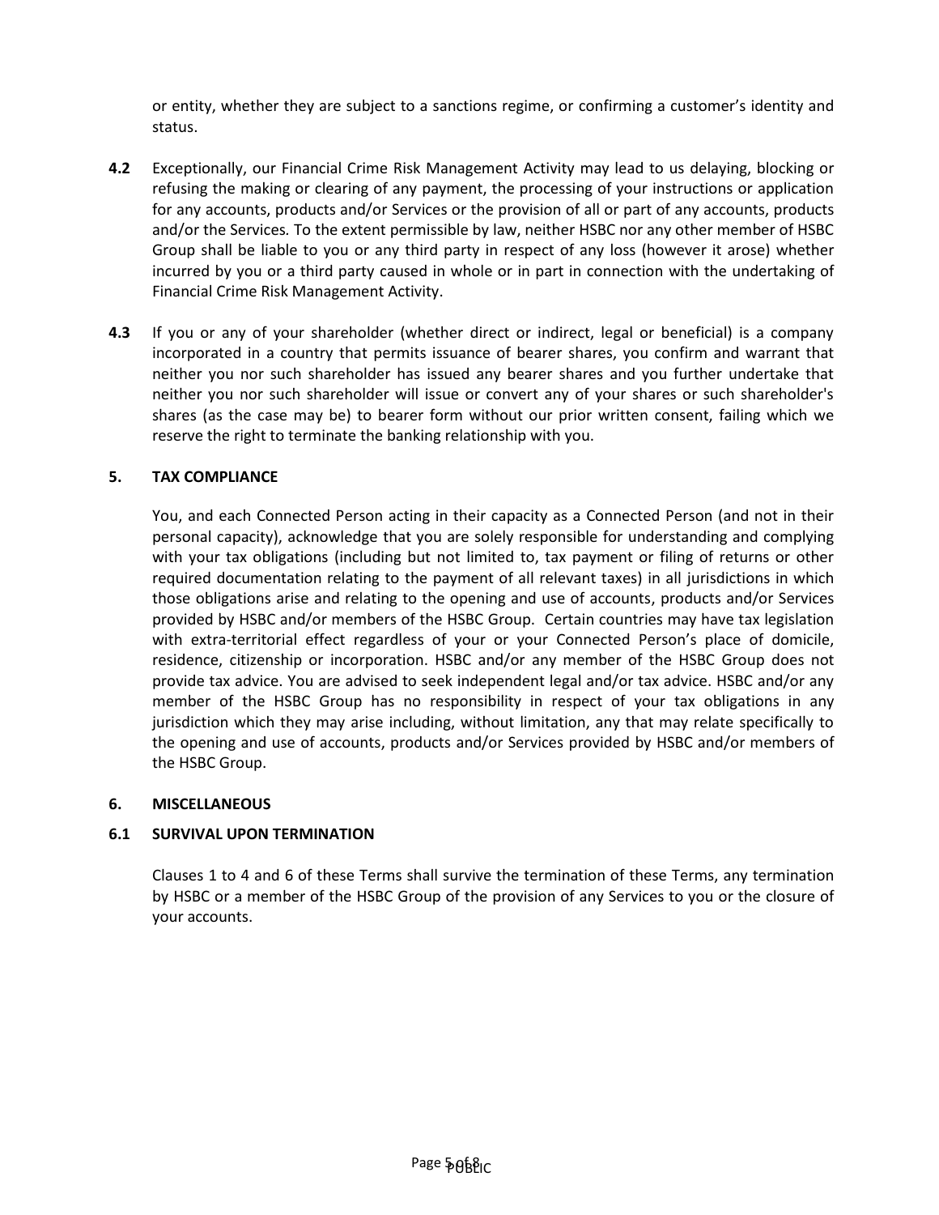or entity, whether they are subject to a sanctions regime, or confirming a customer's identity and status.

**4.2** Exceptionally, our Financial Crime Risk Management Activity may lead to us delaying, blocking or refusing the making or clearing of any payment, the processing of your instructions or application for any accounts, products and/or Services or the provision of all or part of any accounts, products and/or the Services. To the extent permissible by law, neither HSBC nor any other member of HSBC Group shall be liable to you or any third party in respect of any loss (however it arose) whether incurred by you or a third party caused in whole or in part in connection with the undertaking of Financial Crime Risk Management Activity.

**4.3** If you or any of your shareholder (whether direct or indirect, legal or beneficial) is a company incorporated in a country that permits issuance of bearer shares, you confirm and warrant that neither you nor such shareholder has issued any bearer shares and you further undertake that neither you nor such shareholder will issue or convert any of your shares or such shareholder's shares (as the case may be) to bearer form without our prior written consent, failing which we reserve the right to terminate the banking relationship with you.

## 5. TAX COMPLIANCE

You, and each Connected Person acting in their capacity as a Connected Person (and not in their personal capacity), acknowledge that you are solely responsible for understanding and complying with your tax obligations (including but not limited to, tax payment or filing of returns or other required documentation relating to the payment of all relevant taxes) in all jurisdictions in which those obligations arise and relating to the opening and use of accounts, products and/or Services provided by HSBC and/or members of the HSBC Group. Certain countries may have tax legislation with extra-territorial effect regardless of your or your Connected Person's place of domicile, residence, citizenship or incorporation. HSBC and/or any member of the HSBC Group does not provide tax advice. You are advised to seek independent legal and/or tax advice. HSBC and/or any member of the HSBC Group has no responsibility in respect of your tax obligations in any jurisdiction which they may arise including, without limitation, any that may relate specifically to the opening and use of accounts, products and/or Services provided by HSBC and/or members of the HSBC Group.

## 6. MISCELLANEOUS

### 6.1 SURVIVAL UPON TERMINATION

Clauses 1 to 4 and 6 of these Terms shall survive the termination of these Terms, any termination by HSBC or a member of the HSBC Group of the provision of any Services to you or the closure of your accounts.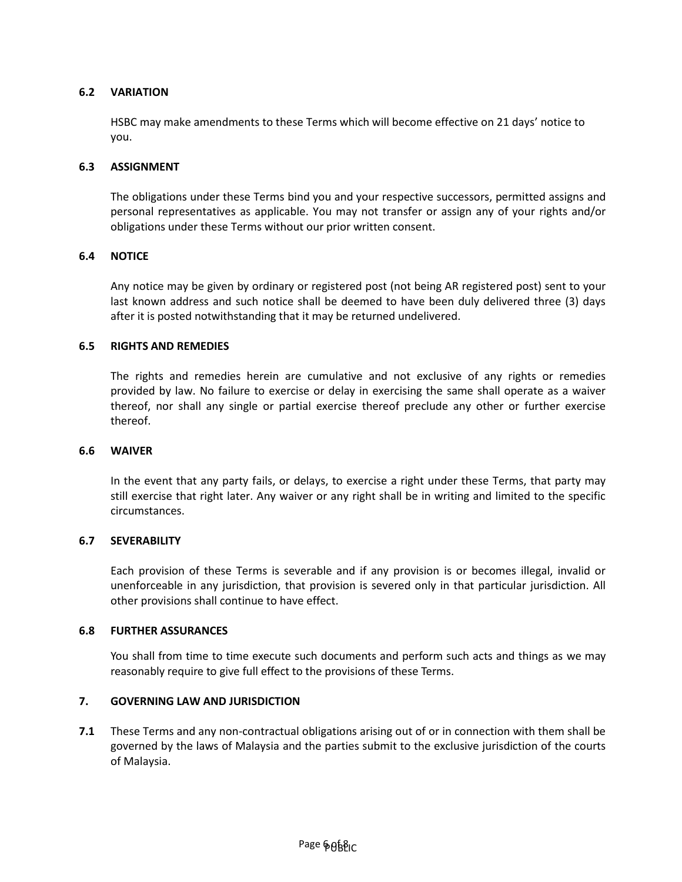### 6.2 VARIATION

HSBC may make amendments to these Terms which will become effective on 21 days' notice to you.

### 6.3 ASSIGNMENT

The obligations under these Terms bind you and your respective successors, permitted assigns and personal representatives as applicable. You may not transfer or assign any of your rights and/or obligations under these Terms without our prior written consent.

### 6.4 NOTICE

Any notice may be given by ordinary or registered post (not being AR registered post) sent to your last known address and such notice shall be deemed to have been duly delivered three (3) days after it is posted notwithstanding that it may be returned undelivered.

### 6.5 RIGHTS AND REMEDIES

The rights and remedies herein are cumulative and not exclusive of any rights or remedies provided by law. No failure to exercise or delay in exercising the same shall operate as a waiver thereof, nor shall any single or partial exercise thereof preclude any other or further exercise thereof.

### 6.6 WAIVER

In the event that any party fails, or delays, to exercise a right under these Terms, that party may still exercise that right later. Any waiver or any right shall be in writing and limited to the specific circumstances.

### 6.7 SEVERABILITY

Each provision of these Terms is severable and if any provision is or becomes illegal, invalid or unenforceable in any jurisdiction, that provision is severed only in that particular jurisdiction. All other provisions shall continue to have effect.

### 6.8 FURTHER ASSURANCES

You shall from time to time execute such documents and perform such acts and things as we may reasonably require to give full effect to the provisions of these Terms.

## 7. GOVERNING LAW AND JURISDICTION

**7.1** These Terms and any non-contractual obligations arising out of or in connection with them shall be governed by the laws of Malaysia and the parties submit to the exclusive jurisdiction of the courts of Malaysia.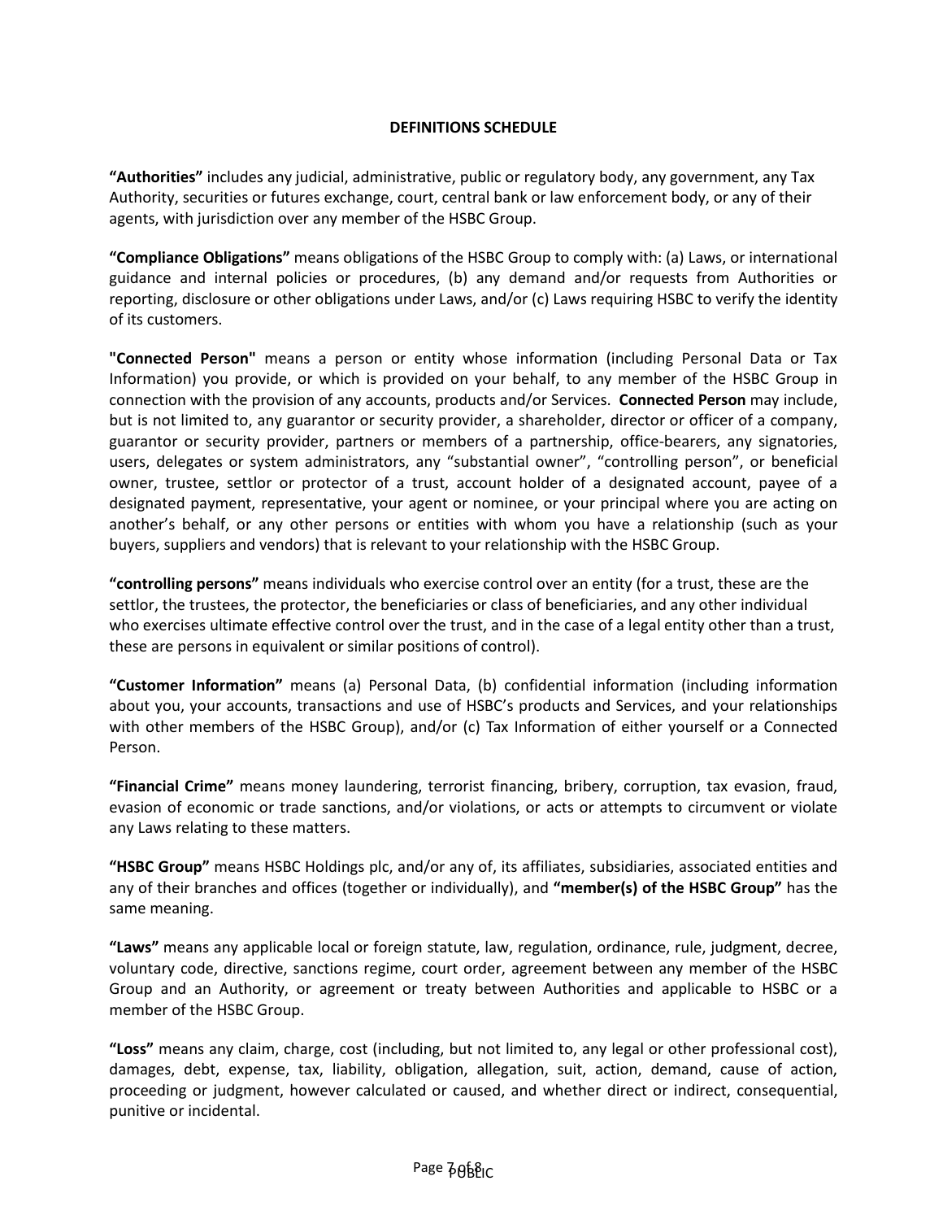## DEFINITIONS SCHEDULE

**"Authorities"** includes any judicial, administrative, public or regulatory body, any government, any Tax Authority, securities or futures exchange, court, central bank or law enforcement body, or any of their agents, with jurisdiction over any member of the HSBC Group.

**"Compliance Obligations"** means obligations of the HSBC Group to comply with: (a) Laws, or international guidance and internal policies or procedures, (b) any demand and/or requests from Authorities or reporting, disclosure or other obligations under Laws, and/or (c) Laws requiring HSBC to verify the identity of its customers.

**"Connected Person"** means a person or entity whose information (including Personal Data or Tax Information) you provide, or which is provided on your behalf, to any member of the HSBC Group in connection with the provision of any accounts, products and/or Services. **Connected Person** may include, but is not limited to, any guarantor or security provider, a shareholder, director or officer of a company, guarantor or security provider, partners or members of a partnership, office-bearers, any signatories, users, delegates or system administrators, any "substantial owner", "controlling person", or beneficial owner, trustee, settlor or protector of a trust, account holder of a designated account, payee of a designated payment, representative, your agent or nominee, or your principal where you are acting on another's behalf, or any other persons or entities with whom you have a relationship (such as your buyers, suppliers and vendors) that is relevant to your relationship with the HSBC Group.

**"controlling persons"** means individuals who exercise control over an entity (for a trust, these are the settlor, the trustees, the protector, the beneficiaries or class of beneficiaries, and any other individual who exercises ultimate effective control over the trust, and in the case of a legal entity other than a trust, these are persons in equivalent or similar positions of control).

**"Customer Information"** means (a) Personal Data, (b) confidential information (including information about you, your accounts, transactions and use of HSBC's products and Services, and your relationships with other members of the HSBC Group), and/or (c) Tax Information of either yourself or a Connected Person.

**"Financial Crime"** means money laundering, terrorist financing, bribery, corruption, tax evasion, fraud, evasion of economic or trade sanctions, and/or violations, or acts or attempts to circumvent or violate any Laws relating to these matters.

**"HSBC Group"** means HSBC Holdings plc, and/or any of, its affiliates, subsidiaries, associated entities and any of their branches and offices (together or individually), and **"member(s) of the HSBC Group"** has the same meaning.

**"Laws"** means any applicable local or foreign statute, law, regulation, ordinance, rule, judgment, decree, voluntary code, directive, sanctions regime, court order, agreement between any member of the HSBC Group and an Authority, or agreement or treaty between Authorities and applicable to HSBC or a member of the HSBC Group.

**"Loss"** means any claim, charge, cost (including, but not limited to, any legal or other professional cost), damages, debt, expense, tax, liability, obligation, allegation, suit, action, demand, cause of action, proceeding or judgment, however calculated or caused, and whether direct or indirect, consequential, punitive or incidental.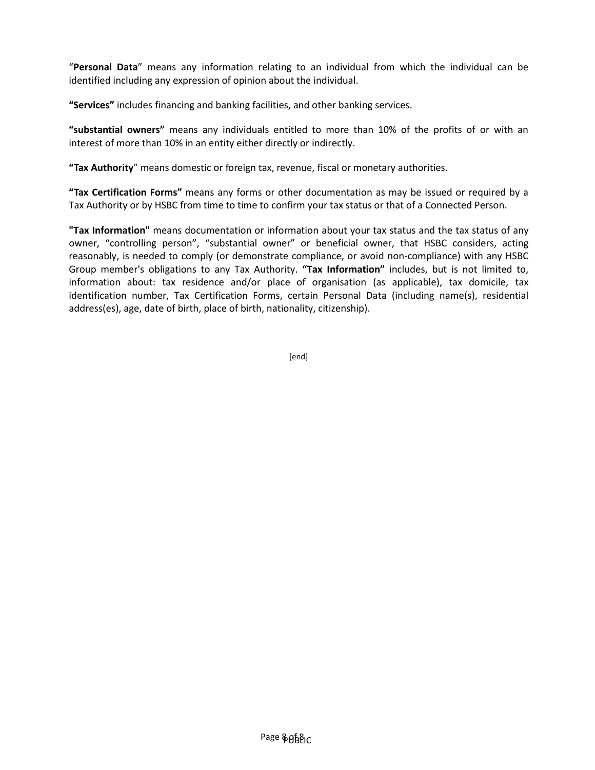"**Personal Data**" means any information relating to an individual from which the individual can be identified including any expression of opinion about the individual.

**"Services"** includes financing and banking facilities, and other banking services.

**"substantial owners"** means any individuals entitled to more than 10% of the profits of or with an interest of more than 10% in an entity either directly or indirectly.

**"Tax Authority**" means domestic or foreign tax, revenue, fiscal or monetary authorities.

**"Tax Certification Forms"** means any forms or other documentation as may be issued or required by a Tax Authority or by HSBC from time to time to confirm your tax status or that of a Connected Person.

**"Tax Information"** means documentation or information about your tax status and the tax status of any owner, "controlling person", "substantial owner" or beneficial owner, that HSBC considers, acting reasonably, is needed to comply (or demonstrate compliance, or avoid non-compliance) with any HSBC Group member's obligations to any Tax Authority. **"Tax Information"** includes, but is not limited to, information about: tax residence and/or place of organisation (as applicable), tax domicile, tax identification number, Tax Certification Forms, certain Personal Data (including name(s), residential address(es), age, date of birth, place of birth, nationality, citizenship).

[end]